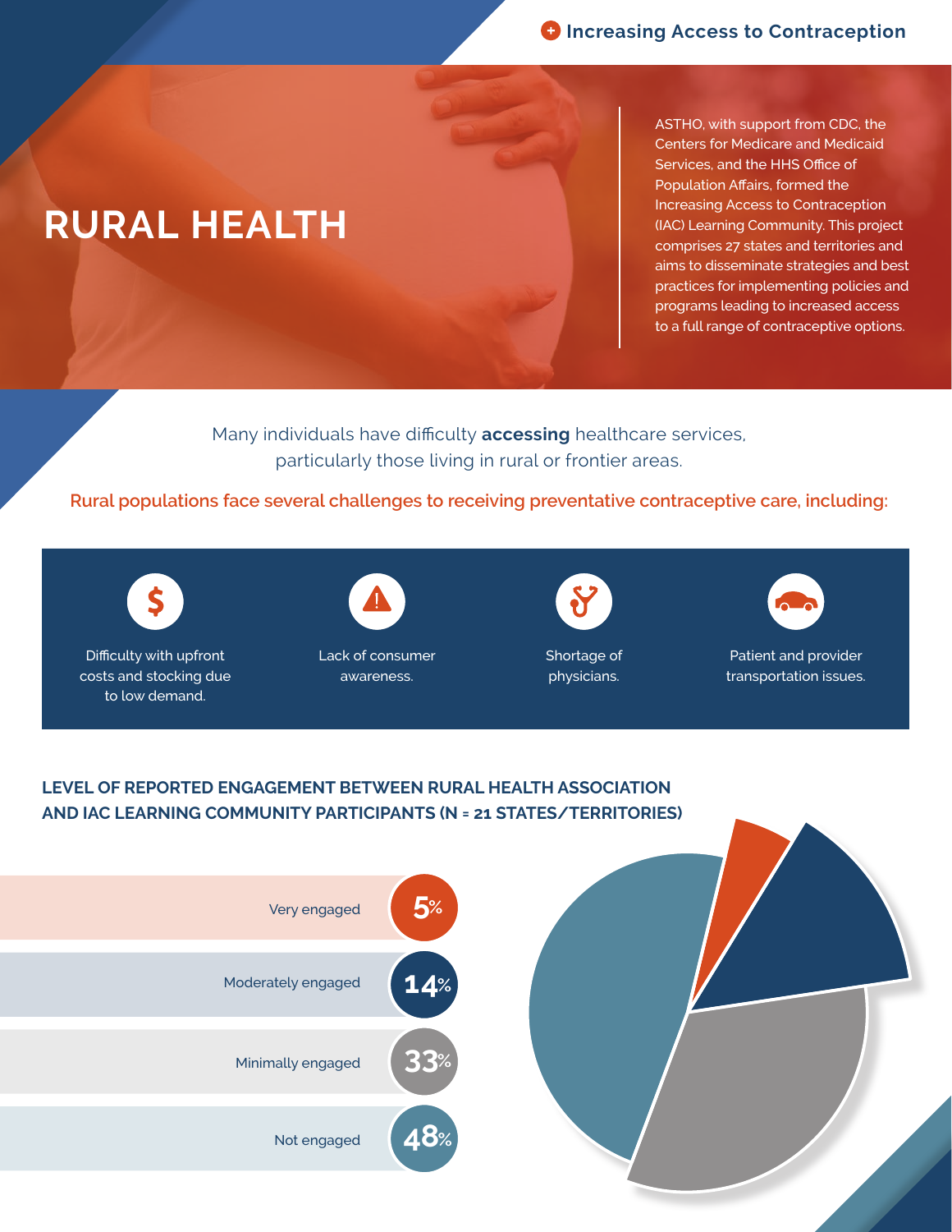Increasing Access to Contraception

# RURAL HEALTH

ASTHO, with support from CDC, the Centers for Medicare and Medicaid Services, and the HHS Office of Population Affairs, formed the Increasing Access to Contraception (IAC) Learning Community. This project comprises 27 states and territories and aims to disseminate strategies and best practices for implementing policies and programs leading to increased access to a full range of contraceptive options.

Many individuals have difficulty **accessing** healthcare services, particularly those living in rural or frontier areas.

**Rural populations face several challenges to receiving preventative contraceptive care, including:**

- Difficulty with upfront costs and stocking due to low demand.
- Lack of consumer awareness.
- Shortage of physicians.
- Patient and provider transportation issues.

## LEVEL OF REPORTED ENGAGEMENT BETWEEN RURAL HEALTH ASSOCIATION AND IAC LEARNING COMMUNITY PARTICIPANTS (N = 21 STATES/TERRITORIES)

| Level of engagement | Percent |
| --- | --- |
| Very engaged | 5% |
| Moderately engaged | 14% |
| Minimally engaged | 33% |
| Not engaged | 48% |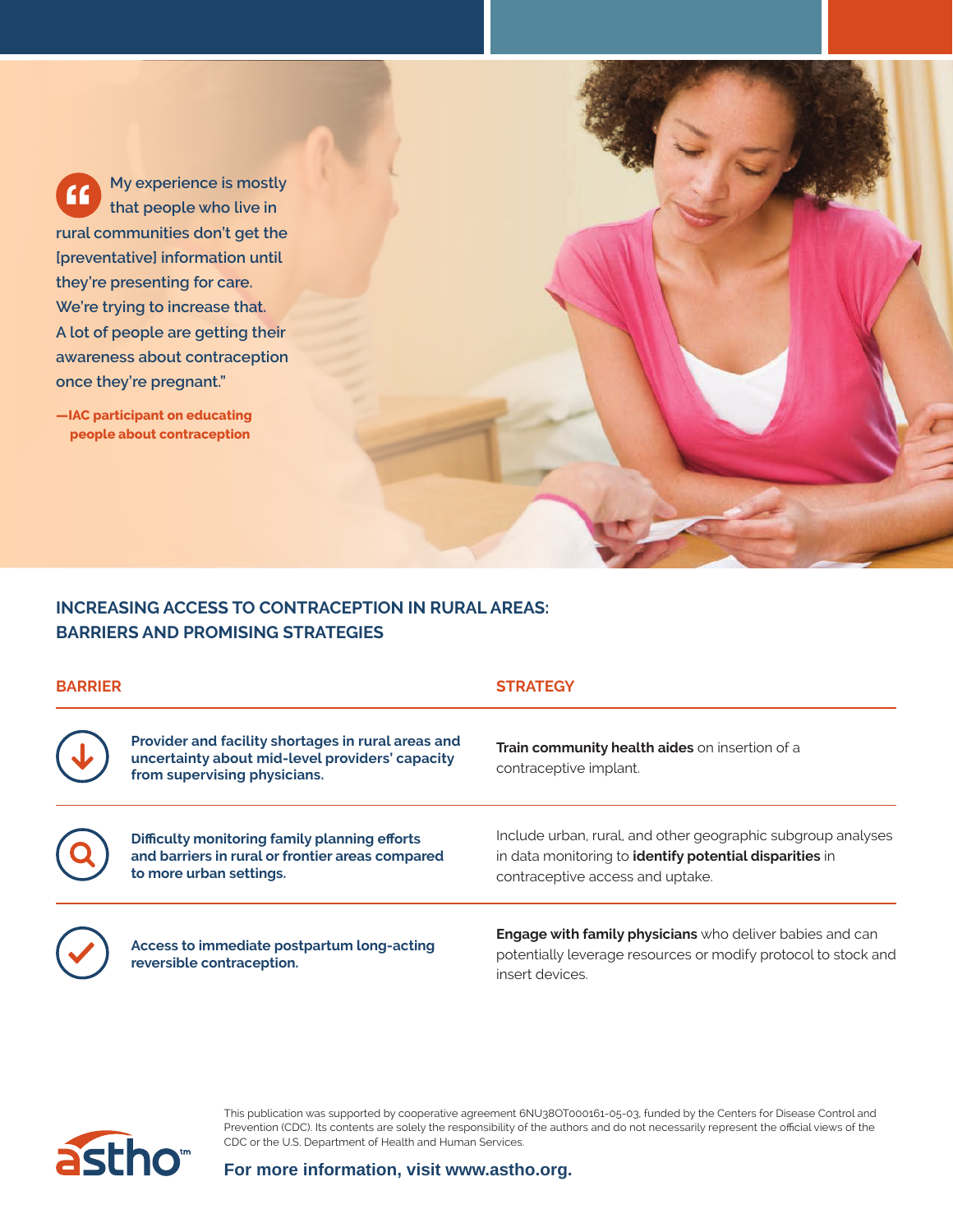> My experience is mostly that people who live in rural communities don't get the [preventative] information until they're presenting for care. We're trying to increase that. A lot of people are getting their awareness about contraception once they're pregnant."
>
> **—IAC participant on educating people about contraception**

## INCREASING ACCESS TO CONTRACEPTION IN RURAL AREAS: BARRIERS AND PROMISING STRATEGIES

| BARRIER | STRATEGY |
| --- | --- |
| **Provider and facility shortages in rural areas and uncertainty about mid-level providers' capacity from supervising physicians.** | **Train community health aides** on insertion of a contraceptive implant. |
| **Difficulty monitoring family planning efforts and barriers in rural or frontier areas compared to more urban settings.** | Include urban, rural, and other geographic subgroup analyses in data monitoring to **identify potential disparities** in contraceptive access and uptake. |
| **Access to immediate postpartum long-acting reversible contraception.** | **Engage with family physicians** who deliver babies and can potentially leverage resources or modify protocol to stock and insert devices. |

This publication was supported by cooperative agreement 6NU38OT000161-05-03, funded by the Centers for Disease Control and Prevention (CDC). Its contents are solely the responsibility of the authors and do not necessarily represent the official views of the CDC or the U.S. Department of Health and Human Services.

astho™

**For more information, visit www.astho.org.**